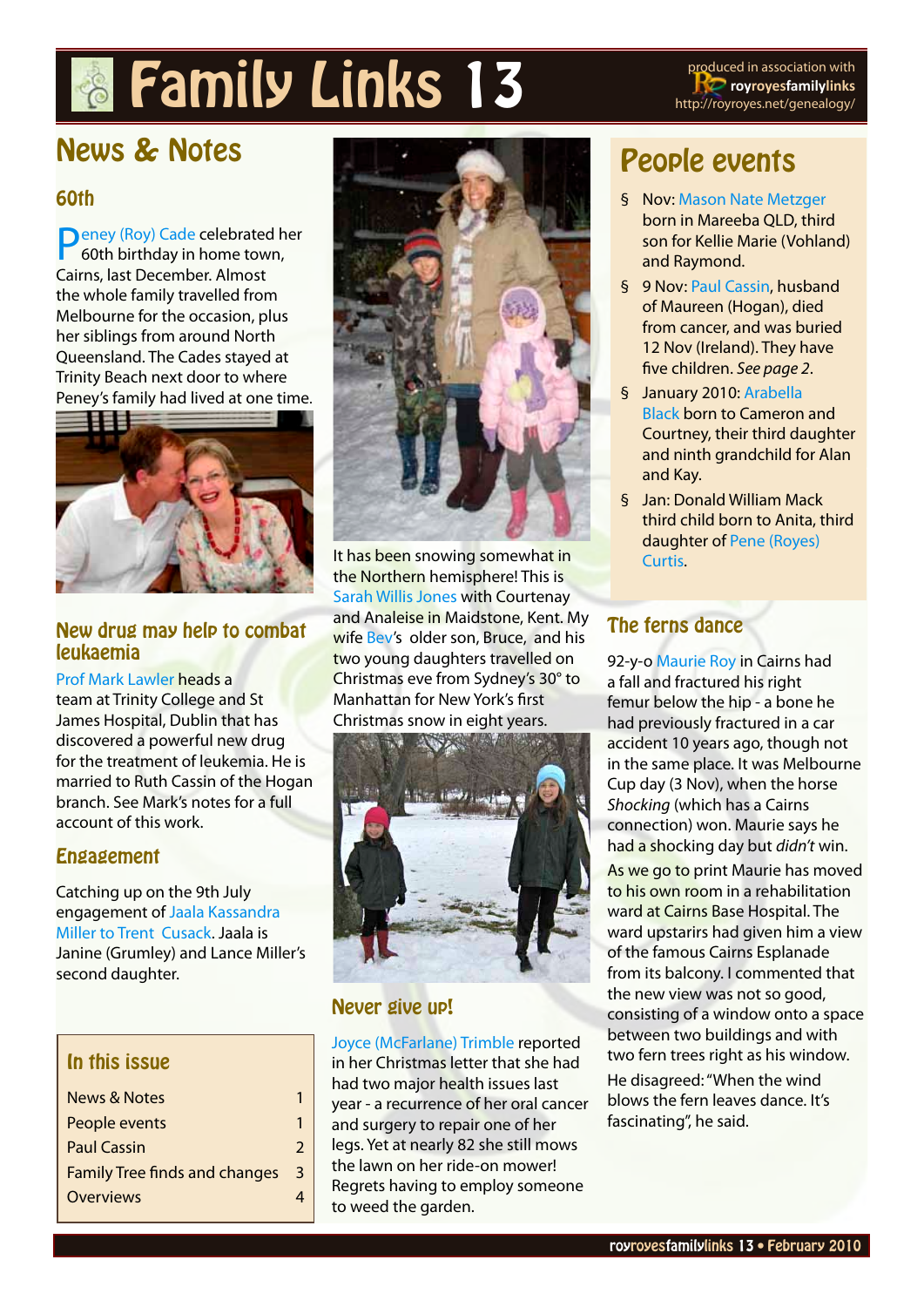# Family Links 13

produced in association with **royroyesfamilylinks** http://royroyes.net/genealogy/

## News & Notes

### 60th

Peney (Roy) Cade celebrated her 60th birthday in home town, Cairns, last December. Almost the whole family travelled from Melbourne for the occasion, plus her siblings from around North Queensland. The Cades stayed at Trinity Beach next door to where Peney's family had lived at one time.

### New drug may help to combat leukaemia

Prof Mark Lawler heads a team at Trinity College and St James Hospital, Dublin that has discovered a powerful new drug for the treatment of leukemia. He is married to Ruth Cassin of the Hogan branch. See Mark's notes for a full account of this work.

### Engagement

Catching up on the 9th July engagement of Jaala Kassandra Miller to Trent Cusack. Jaala is Janine (Grumley) and Lance Miller's second daughter.

### In this issue

| | |
|---|---|
| News & Notes | 1 |
| People events | 1 |
| Paul Cassin | 2 |
| Family Tree finds and changes | 3 |
| Overviews | 4 |

It has been snowing somewhat in the Northern hemisphere! This is Sarah Willis Jones with Courtenay and Analeise in Maidstone, Kent. My wife Bev's older son, Bruce, and his two young daughters travelled on Christmas eve from Sydney's 30° to Manhattan for New York's first Christmas snow in eight years.

### Never give up!

Joyce (McFarlane) Trimble reported in her Christmas letter that she had had two major health issues last year - a recurrence of her oral cancer and surgery to repair one of her legs. Yet at nearly 82 she still mows the lawn on her ride-on mower! Regrets having to employ someone to weed the garden.

## People events

- Nov: Mason Nate Metzger born in Mareeba QLD, third son for Kellie Marie (Vohland) and Raymond.
- 9 Nov: Paul Cassin, husband of Maureen (Hogan), died from cancer, and was buried 12 Nov (Ireland). They have five children. *See page 2*.
- January 2010: Arabella Black born to Cameron and Courtney, their third daughter and ninth grandchild for Alan and Kay.
- Jan: Donald William Mack third child born to Anita, third daughter of Pene (Royes) Curtis.

### The ferns dance

92-y-o Maurie Roy in Cairns had a fall and fractured his right femur below the hip - a bone he had previously fractured in a car accident 10 years ago, though not in the same place. It was Melbourne Cup day (3 Nov), when the horse *Shocking* (which has a Cairns connection) won. Maurie says he had a shocking day but *didn't* win.

As we go to print Maurie has moved to his own room in a rehabilitation ward at Cairns Base Hospital. The ward upstairs had given him a view of the famous Cairns Esplanade from its balcony. I commented that the new view was not so good, consisting of a window onto a space between two buildings and with two fern trees right as his window.

He disagreed: "When the wind blows the fern leaves dance. It's fascinating", he said.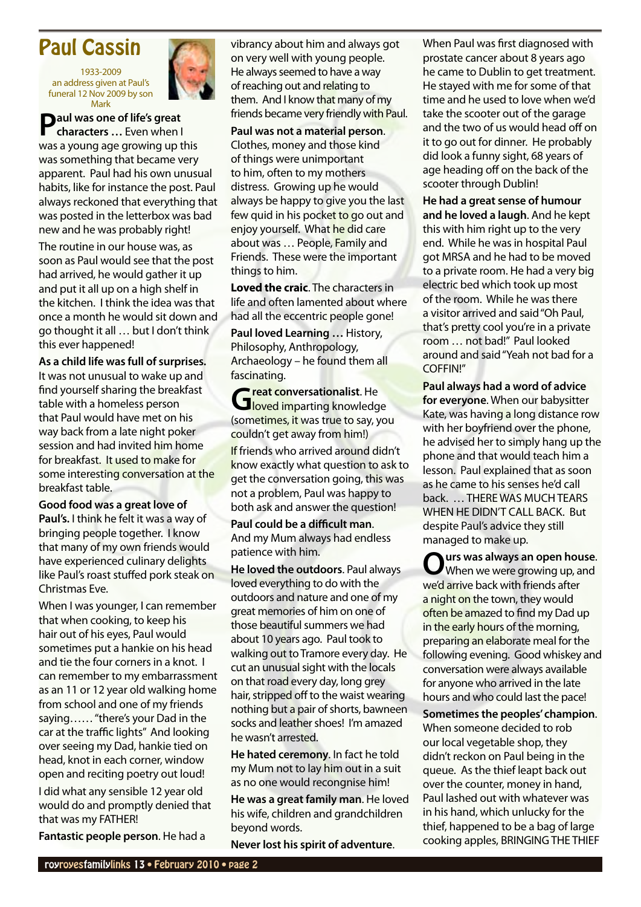# Paul Cassin

1933-2009
an address given at Paul's funeral 12 Nov 2009 by son Mark

**Paul was one of life's great characters …** Even when I was a young age growing up this was something that became very apparent. Paul had his own unusual habits, like for instance the post. Paul always reckoned that everything that was posted in the letterbox was bad new and he was probably right!

The routine in our house was, as soon as Paul would see that the post had arrived, he would gather it up and put it all up on a high shelf in the kitchen. I think the idea was that once a month he would sit down and go thought it all … but I don't think this ever happened!

**As a child life was full of surprises.** It was not unusual to wake up and find yourself sharing the breakfast table with a homeless person that Paul would have met on his way back from a late night poker session and had invited him home for breakfast. It used to make for some interesting conversation at the breakfast table.

**Good food was a great love of Paul's.** I think he felt it was a way of bringing people together. I know that many of my own friends would have experienced culinary delights like Paul's roast stuffed pork steak on Christmas Eve.

When I was younger, I can remember that when cooking, to keep his hair out of his eyes, Paul would sometimes put a hankie on his head and tie the four corners in a knot. I can remember to my embarrassment as an 11 or 12 year old walking home from school and one of my friends saying…… "there's your Dad in the car at the traffic lights" And looking over seeing my Dad, hankie tied on head, knot in each corner, window open and reciting poetry out loud!

I did what any sensible 12 year old would do and promptly denied that that was my FATHER!

**Fantastic people person**. He had a vibrancy about him and always got on very well with young people. He always seemed to have a way of reaching out and relating to them. And I know that many of my friends became very friendly with Paul.

**Paul was not a material person**. Clothes, money and those kind of things were unimportant to him, often to my mothers distress. Growing up he would always be happy to give you the last few quid in his pocket to go out and enjoy yourself. What he did care about was … People, Family and Friends. These were the important things to him.

**Loved the craic**. The characters in life and often lamented about where had all the eccentric people gone!

**Paul loved Learning …** History, Philosophy, Anthropology, Archaeology – he found them all fascinating.

**Great conversationalist**. He loved imparting knowledge (sometimes, it was true to say, you couldn't get away from him!)

If friends who arrived around didn't know exactly what question to ask to get the conversation going, this was not a problem, Paul was happy to both ask and answer the question!

**Paul could be a difficult man**. And my Mum always had endless patience with him.

**He loved the outdoors**. Paul always loved everything to do with the outdoors and nature and one of my great memories of him on one of those beautiful summers we had about 10 years ago. Paul took to walking out to Tramore every day. He cut an unusual sight with the locals on that road every day, long grey hair, stripped off to the waist wearing nothing but a pair of shorts, bawneen socks and leather shoes! I'm amazed he wasn't arrested.

**He hated ceremony**. In fact he told my Mum not to lay him out in a suit as no one would recongnise him!

**He was a great family man**. He loved his wife, children and grandchildren beyond words.

**Never lost his spirit of adventure**. When Paul was first diagnosed with prostate cancer about 8 years ago he came to Dublin to get treatment. He stayed with me for some of that time and he used to love when we'd take the scooter out of the garage and the two of us would head off on it to go out for dinner. He probably did look a funny sight, 68 years of age heading off on the back of the scooter through Dublin!

**He had a great sense of humour and he loved a laugh**. And he kept this with him right up to the very end. While he was in hospital Paul got MRSA and he had to be moved to a private room. He had a very big electric bed which took up most of the room. While he was there a visitor arrived and said "Oh Paul, that's pretty cool you're in a private room … not bad!" Paul looked around and said "Yeah not bad for a COFFIN!"

**Paul always had a word of advice for everyone**. When our babysitter Kate, was having a long distance row with her boyfriend over the phone, he advised her to simply hang up the phone and that would teach him a lesson. Paul explained that as soon as he came to his senses he'd call back. … THERE WAS MUCH TEARS WHEN HE DIDN'T CALL BACK. But despite Paul's advice they still managed to make up.

**Ours was always an open house**. When we were growing up, and we'd arrive back with friends after a night on the town, they would often be amazed to find my Dad up in the early hours of the morning, preparing an elaborate meal for the following evening. Good whiskey and conversation were always available for anyone who arrived in the late hours and who could last the pace!

**Sometimes the peoples' champion**. When someone decided to rob our local vegetable shop, they didn't reckon on Paul being in the queue. As the thief leapt back out over the counter, money in hand, Paul lashed out with whatever was in his hand, which unlucky for the thief, happened to be a bag of large cooking apples, BRINGING THE THIEF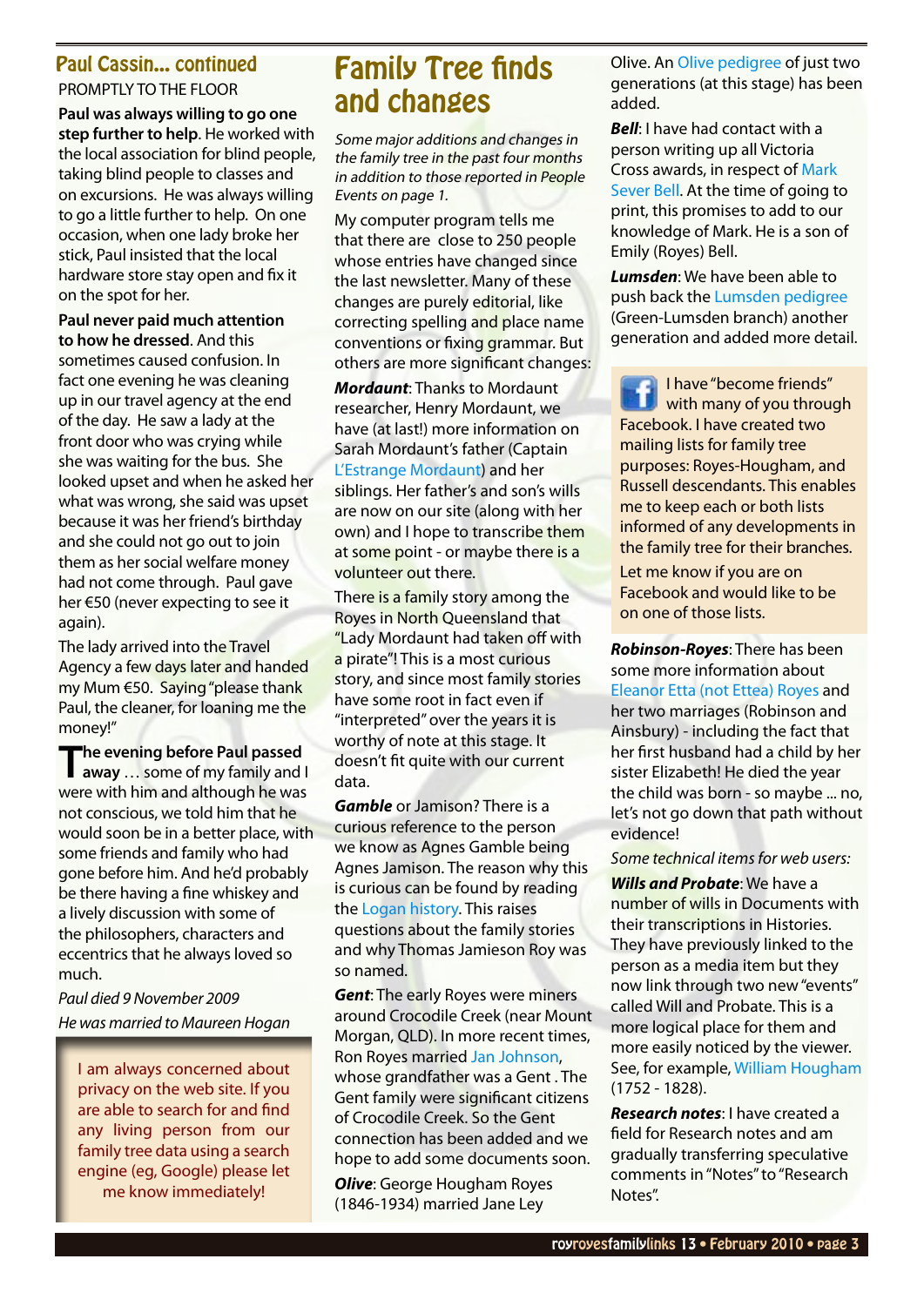## Paul Cassin... continued

PROMPTLY TO THE FLOOR

**Paul was always willing to go one step further to help**. He worked with the local association for blind people, taking blind people to classes and on excursions. He was always willing to go a little further to help. On one occasion, when one lady broke her stick, Paul insisted that the local hardware store stay open and fix it on the spot for her.

**Paul never paid much attention to how he dressed**. And this sometimes caused confusion. In fact one evening he was cleaning up in our travel agency at the end of the day. He saw a lady at the front door who was crying while she was waiting for the bus. She looked upset and when he asked her what was wrong, she said was upset because it was her friend's birthday and she could not go out to join them as her social welfare money had not come through. Paul gave her €50 (never expecting to see it again).

The lady arrived into the Travel Agency a few days later and handed my Mum €50. Saying "please thank Paul, the cleaner, for loaning me the money!"

**The evening before Paul passed away** … some of my family and I were with him and although he was not conscious, we told him that he would soon be in a better place, with some friends and family who had gone before him. And he'd probably be there having a fine whiskey and a lively discussion with some of the philosophers, characters and eccentrics that he always loved so much.

*Paul died 9 November 2009*

*He was married to Maureen Hogan*

I am always concerned about privacy on the web site. If you are able to search for and find any living person from our family tree data using a search engine (eg, Google) please let me know immediately!

# Family Tree finds and changes

*Some major additions and changes in the family tree in the past four months in addition to those reported in People Events on page 1.*

My computer program tells me that there are close to 250 people whose entries have changed since the last newsletter. Many of these changes are purely editorial, like correcting spelling and place name conventions or fixing grammar. But others are more significant changes:

***Mordaunt***: Thanks to Mordaunt researcher, Henry Mordaunt, we have (at last!) more information on Sarah Mordaunt's father (Captain L'Estrange Mordaunt) and her siblings. Her father's and son's wills are now on our site (along with her own) and I hope to transcribe them at some point - or maybe there is a volunteer out there.

There is a family story among the Royes in North Queensland that "Lady Mordaunt had taken off with a pirate"! This is a most curious story, and since most family stories have some root in fact even if "interpreted" over the years it is worthy of note at this stage. It doesn't fit quite with our current data.

***Gamble*** or Jamison? There is a curious reference to the person we know as Agnes Gamble being Agnes Jamison. The reason why this is curious can be found by reading the Logan history. This raises questions about the family stories and why Thomas Jamieson Roy was so named.

***Gent***: The early Royes were miners around Crocodile Creek (near Mount Morgan, QLD). In more recent times, Ron Royes married Jan Johnson, whose grandfather was a Gent . The Gent family were significant citizens of Crocodile Creek. So the Gent connection has been added and we hope to add some documents soon.

***Olive***: George Hougham Royes (1846-1934) married Jane Ley Olive. An Olive pedigree of just two generations (at this stage) has been added.

***Bell***: I have had contact with a person writing up all Victoria Cross awards, in respect of Mark Sever Bell. At the time of going to print, this promises to add to our knowledge of Mark. He is a son of Emily (Royes) Bell.

***Lumsden***: We have been able to push back the Lumsden pedigree (Green-Lumsden branch) another generation and added more detail.

I have "become friends" with many of you through Facebook. I have created two mailing lists for family tree purposes: Royes-Hougham, and Russell descendants. This enables me to keep each or both lists informed of any developments in the family tree for their branches.

Let me know if you are on Facebook and would like to be on one of those lists.

***Robinson-Royes***: There has been some more information about Eleanor Etta (not Ettea) Royes and her two marriages (Robinson and Ainsbury) - including the fact that her first husband had a child by her sister Elizabeth! He died the year the child was born - so maybe ... no, let's not go down that path without evidence!

*Some technical items for web users:*

***Wills and Probate***: We have a number of wills in Documents with their transcriptions in Histories. They have previously linked to the person as a media item but they now link through two new "events" called Will and Probate. This is a more logical place for them and more easily noticed by the viewer. See, for example, William Hougham (1752 - 1828).

***Research notes***: I have created a field for Research notes and am gradually transferring speculative comments in "Notes" to "Research Notes".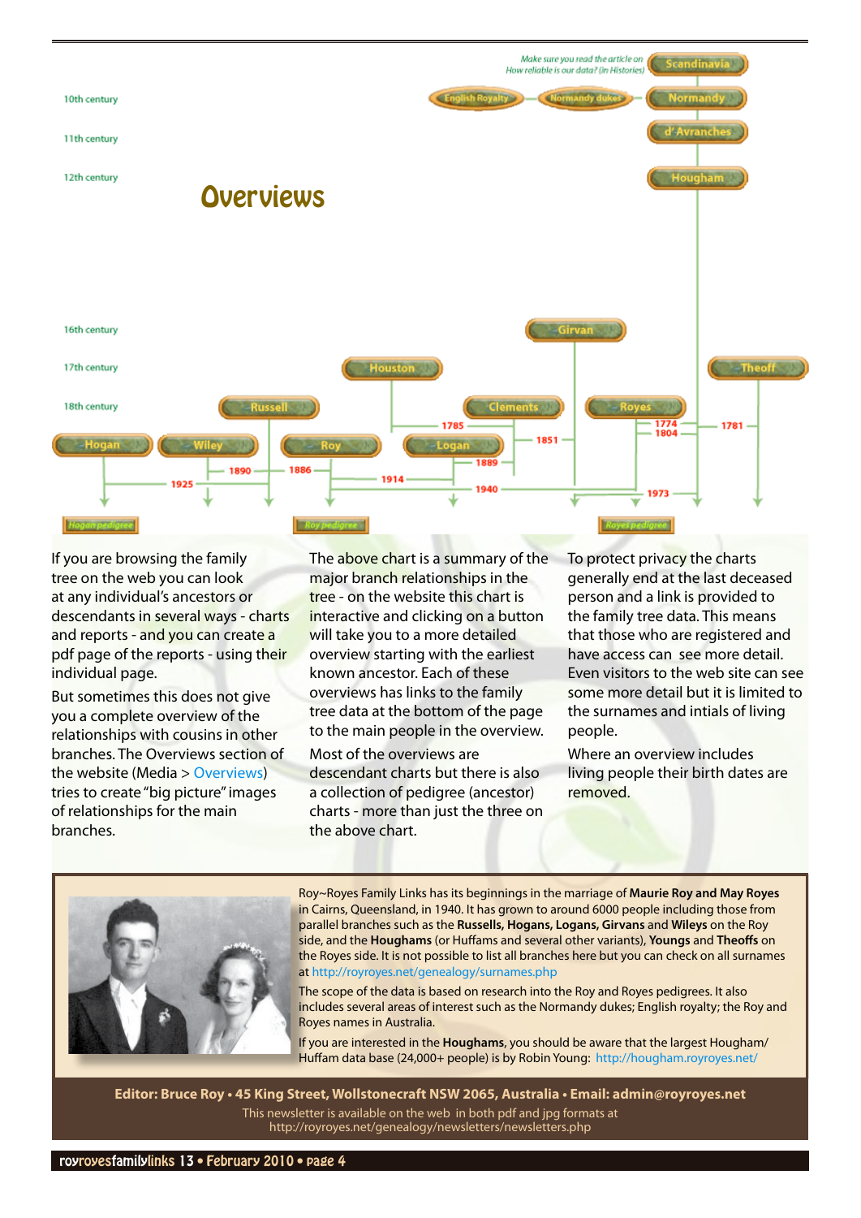# Overviews

*Make sure you read the article on How reliable is our data? (in Histories)*

10th century

11th century

12th century

16th century

17th century

18th century

Scandinavia

English Royalty

Normandy dukes

Normandy

d' Avranches

Hougham

Girvan

Houston

Theoff

Russell

Clements

Royes

Hogan

Wiley

Roy

Logan

1785

1774

1804

1781

1851

1889

1890

1886

1925

1914

1940

1973

Hogan pedigree

Roy pedigree

Royes pedigree

If you are browsing the family tree on the web you can look at any individual's ancestors or descendants in several ways - charts and reports - and you can create a pdf page of the reports - using their individual page.

But sometimes this does not give you a complete overview of the relationships with cousins in other branches. The Overviews section of the website (Media > Overviews) tries to create "big picture" images of relationships for the main branches.

The above chart is a summary of the major branch relationships in the tree - on the website this chart is interactive and clicking on a button will take you to a more detailed overview starting with the earliest known ancestor. Each of these overviews has links to the family tree data at the bottom of the page to the main people in the overview.

Most of the overviews are descendant charts but there is also a collection of pedigree (ancestor) charts - more than just the three on the above chart.

To protect privacy the charts generally end at the last deceased person and a link is provided to the family tree data. This means that those who are registered and have access can see more detail. Even visitors to the web site can see some more detail but it is limited to the surnames and intials of living people.

Where an overview includes living people their birth dates are removed.

Roy~Royes Family Links has its beginnings in the marriage of **Maurie Roy and May Royes** in Cairns, Queensland, in 1940. It has grown to around 6000 people including those from parallel branches such as the **Russells, Hogans, Logans, Girvans** and **Wileys** on the Roy side, and the **Houghams** (or Huffams and several other variants), **Youngs** and **Theoffs** on the Royes side. It is not possible to list all branches here but you can check on all surnames at http://royroyes.net/genealogy/surnames.php

The scope of the data is based on research into the Roy and Royes pedigrees. It also includes several areas of interest such as the Normandy dukes; English royalty; the Roy and Royes names in Australia.

If you are interested in the **Houghams**, you should be aware that the largest Hougham/ Huffam data base (24,000+ people) is by Robin Young: http://hougham.royroyes.net/

**Editor: Bruce Roy • 45 King Street, Wollstonecraft NSW 2065, Australia • Email: admin@royroyes.net**

This newsletter is available on the web in both pdf and jpg formats at http://royroyes.net/genealogy/newsletters/newsletters.php